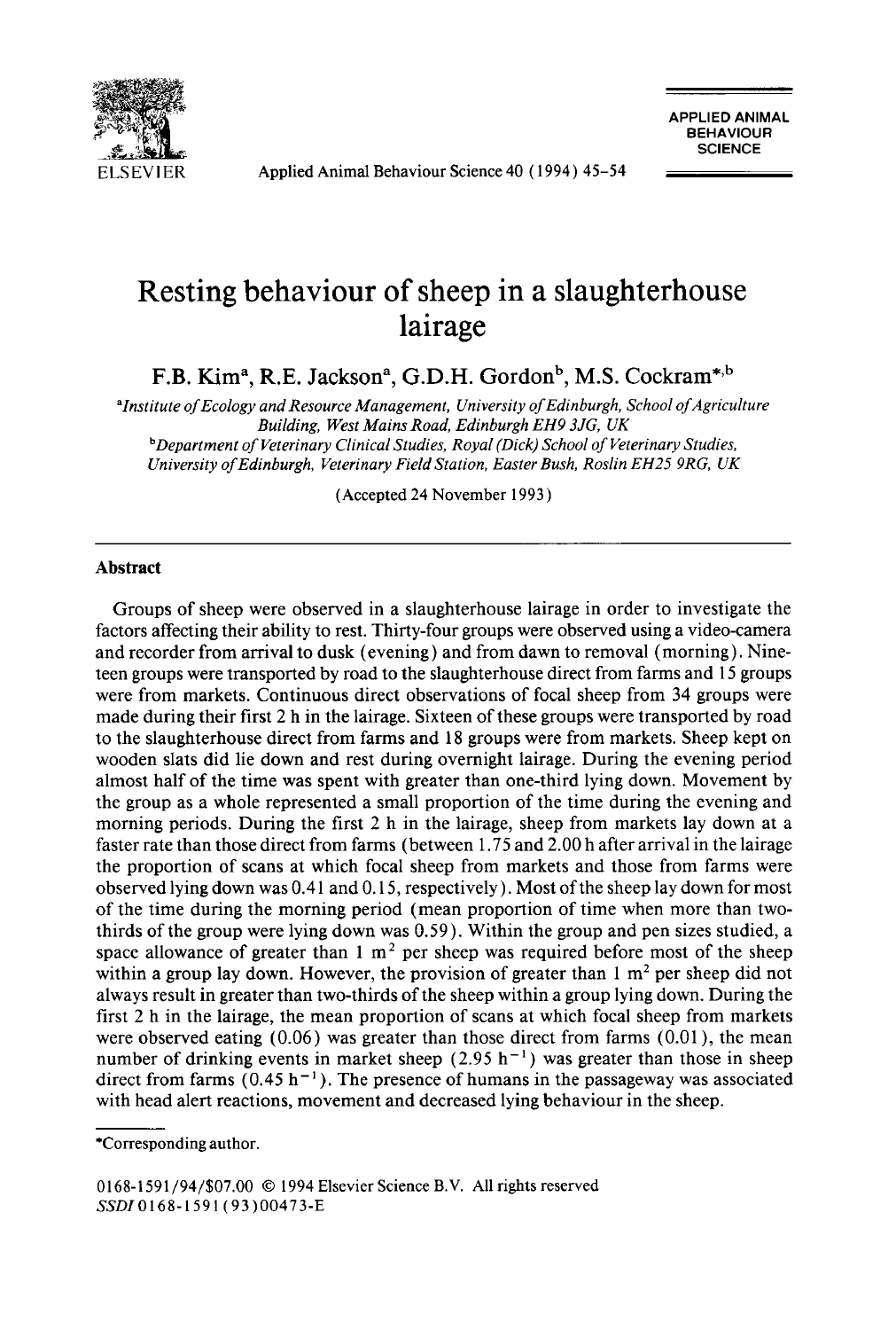# Resting behaviour of sheep in a slaughterhouse lairage

F.B. Kim[a], R.E. Jackson[a], G.D.H. Gordon[b], M.S. Cockram*[,b]

[a]Institute of Ecology and Resource Management, University of Edinburgh, School of Agriculture Building, West Mains Road, Edinburgh EH9 3JG, UK

[b]Department of Veterinary Clinical Studies, Royal (Dick) School of Veterinary Studies, University of Edinburgh, Veterinary Field Station, Easter Bush, Roslin EH25 9RG, UK

(Accepted 24 November 1993)

## Abstract

Groups of sheep were observed in a slaughterhouse lairage in order to investigate the factors affecting their ability to rest. Thirty-four groups were observed using a video-camera and recorder from arrival to dusk (evening) and from dawn to removal (morning). Nineteen groups were transported by road to the slaughterhouse direct from farms and 15 groups were from markets. Continuous direct observations of focal sheep from 34 groups were made during their first 2 h in the lairage. Sixteen of these groups were transported by road to the slaughterhouse direct from farms and 18 groups were from markets. Sheep kept on wooden slats did lie down and rest during overnight lairage. During the evening period almost half of the time was spent with greater than one-third lying down. Movement by the group as a whole represented a small proportion of the time during the evening and morning periods. During the first 2 h in the lairage, sheep from markets lay down at a faster rate than those direct from farms (between 1.75 and 2.00 h after arrival in the lairage the proportion of scans at which focal sheep from markets and those from farms were observed lying down was 0.41 and 0.15, respectively). Most of the sheep lay down for most of the time during the morning period (mean proportion of time when more than two-thirds of the group were lying down was 0.59). Within the group and pen sizes studied, a space allowance of greater than 1 $m^2$ per sheep was required before most of the sheep within a group lay down. However, the provision of greater than 1 $m^2$ per sheep did not always result in greater than two-thirds of the sheep within a group lying down. During the first 2 h in the lairage, the mean proportion of scans at which focal sheep from markets were observed eating (0.06) was greater than those direct from farms (0.01), the mean number of drinking events in market sheep (2.95 $h^{-1}$) was greater than those in sheep direct from farms (0.45 $h^{-1}$). The presence of humans in the passageway was associated with head alert reactions, movement and decreased lying behaviour in the sheep.

*Corresponding author.

0168-1591/94/$07.00 © 1994 Elsevier Science B.V. All rights reserved
SSDI 0168-1591(93)00473-E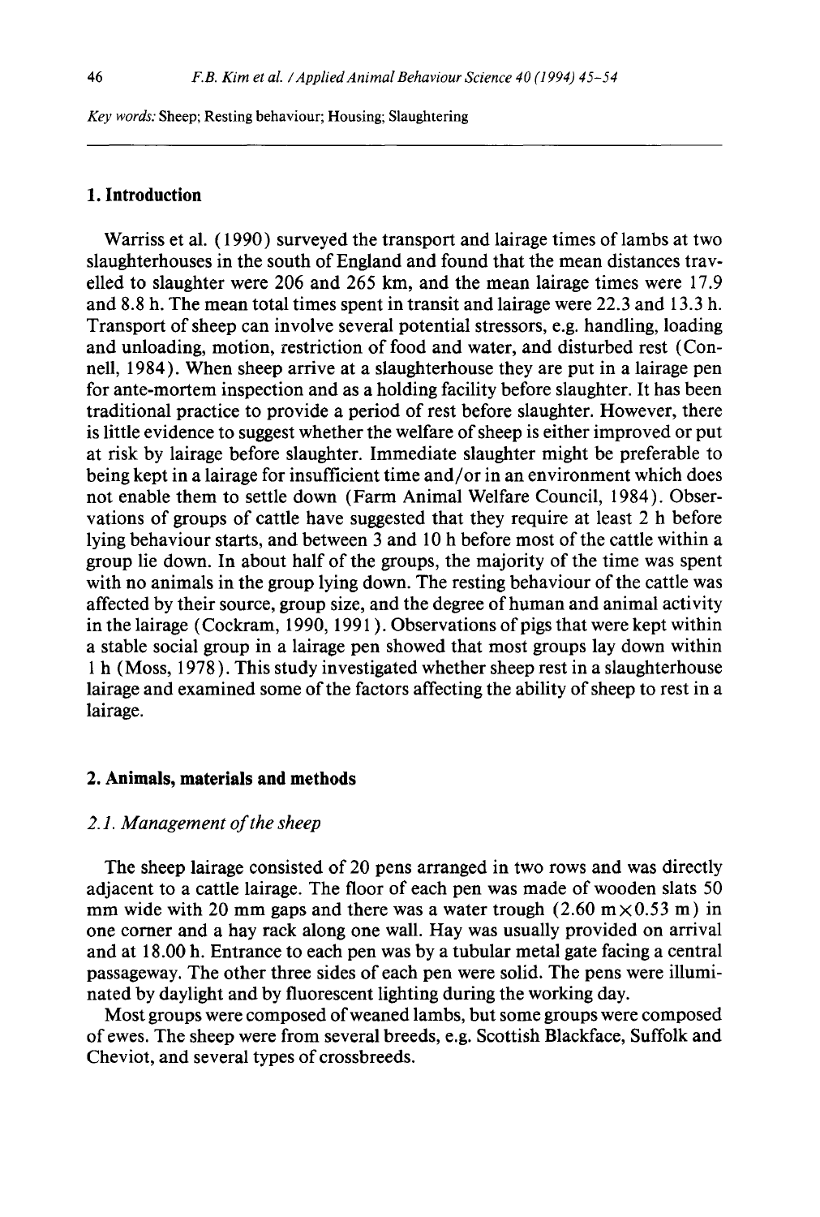*Key words:* Sheep; Resting behaviour; Housing; Slaughtering

## 1. Introduction

Warriss et al. (1990) surveyed the transport and lairage times of lambs at two slaughterhouses in the south of England and found that the mean distances travelled to slaughter were 206 and 265 km, and the mean lairage times were 17.9 and 8.8 h. The mean total times spent in transit and lairage were 22.3 and 13.3 h. Transport of sheep can involve several potential stressors, e.g. handling, loading and unloading, motion, restriction of food and water, and disturbed rest (Connell, 1984). When sheep arrive at a slaughterhouse they are put in a lairage pen for ante-mortem inspection and as a holding facility before slaughter. It has been traditional practice to provide a period of rest before slaughter. However, there is little evidence to suggest whether the welfare of sheep is either improved or put at risk by lairage before slaughter. Immediate slaughter might be preferable to being kept in a lairage for insufficient time and/or in an environment which does not enable them to settle down (Farm Animal Welfare Council, 1984). Observations of groups of cattle have suggested that they require at least 2 h before lying behaviour starts, and between 3 and 10 h before most of the cattle within a group lie down. In about half of the groups, the majority of the time was spent with no animals in the group lying down. The resting behaviour of the cattle was affected by their source, group size, and the degree of human and animal activity in the lairage (Cockram, 1990, 1991). Observations of pigs that were kept within a stable social group in a lairage pen showed that most groups lay down within 1 h (Moss, 1978). This study investigated whether sheep rest in a slaughterhouse lairage and examined some of the factors affecting the ability of sheep to rest in a lairage.

## 2. Animals, materials and methods

### *2.1. Management of the sheep*

The sheep lairage consisted of 20 pens arranged in two rows and was directly adjacent to a cattle lairage. The floor of each pen was made of wooden slats 50 mm wide with 20 mm gaps and there was a water trough (2.60 m $\times$ 0.53 m) in one corner and a hay rack along one wall. Hay was usually provided on arrival and at 18.00 h. Entrance to each pen was by a tubular metal gate facing a central passageway. The other three sides of each pen were solid. The pens were illuminated by daylight and by fluorescent lighting during the working day.

Most groups were composed of weaned lambs, but some groups were composed of ewes. The sheep were from several breeds, e.g. Scottish Blackface, Suffolk and Cheviot, and several types of crossbreeds.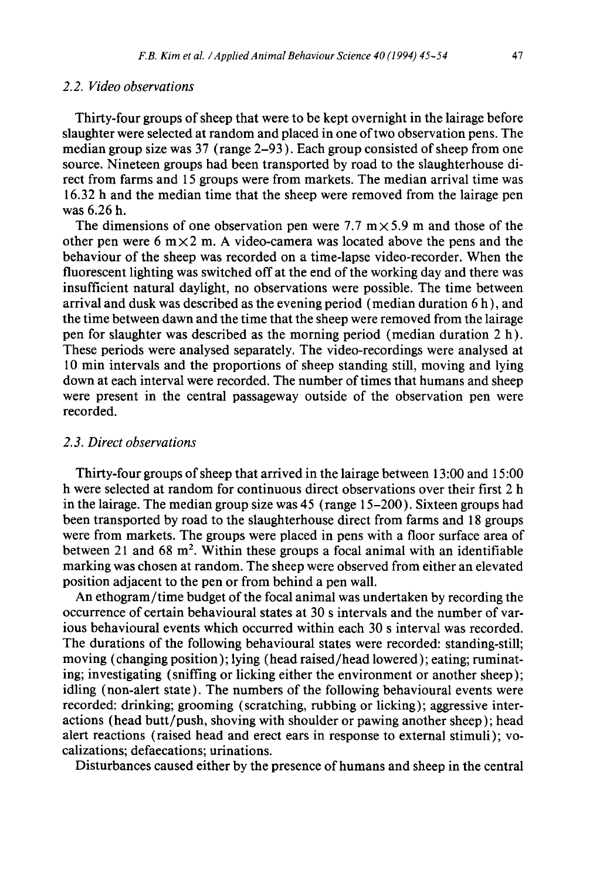## 2.2. Video observations

Thirty-four groups of sheep that were to be kept overnight in the lairage before slaughter were selected at random and placed in one of two observation pens. The median group size was 37 (range 2–93). Each group consisted of sheep from one source. Nineteen groups had been transported by road to the slaughterhouse direct from farms and 15 groups were from markets. The median arrival time was 16.32 h and the median time that the sheep were removed from the lairage pen was 6.26 h.

The dimensions of one observation pen were 7.7 m × 5.9 m and those of the other pen were 6 m × 2 m. A video-camera was located above the pens and the behaviour of the sheep was recorded on a time-lapse video-recorder. When the fluorescent lighting was switched off at the end of the working day and there was insufficient natural daylight, no observations were possible. The time between arrival and dusk was described as the evening period (median duration 6 h), and the time between dawn and the time that the sheep were removed from the lairage pen for slaughter was described as the morning period (median duration 2 h). These periods were analysed separately. The video-recordings were analysed at 10 min intervals and the proportions of sheep standing still, moving and lying down at each interval were recorded. The number of times that humans and sheep were present in the central passageway outside of the observation pen were recorded.

## 2.3. Direct observations

Thirty-four groups of sheep that arrived in the lairage between 13:00 and 15:00 h were selected at random for continuous direct observations over their first 2 h in the lairage. The median group size was 45 (range 15–200). Sixteen groups had been transported by road to the slaughterhouse direct from farms and 18 groups were from markets. The groups were placed in pens with a floor surface area of between 21 and 68 $m^2$. Within these groups a focal animal with an identifiable marking was chosen at random. The sheep were observed from either an elevated position adjacent to the pen or from behind a pen wall.

An ethogram/time budget of the focal animal was undertaken by recording the occurrence of certain behavioural states at 30 s intervals and the number of various behavioural events which occurred within each 30 s interval was recorded. The durations of the following behavioural states were recorded: standing-still; moving (changing position); lying (head raised/head lowered); eating; ruminating; investigating (sniffing or licking either the environment or another sheep); idling (non-alert state). The numbers of the following behavioural events were recorded: drinking; grooming (scratching, rubbing or licking); aggressive interactions (head butt/push, shoving with shoulder or pawing another sheep); head alert reactions (raised head and erect ears in response to external stimuli); vocalizations; defaecations; urinations.

Disturbances caused either by the presence of humans and sheep in the central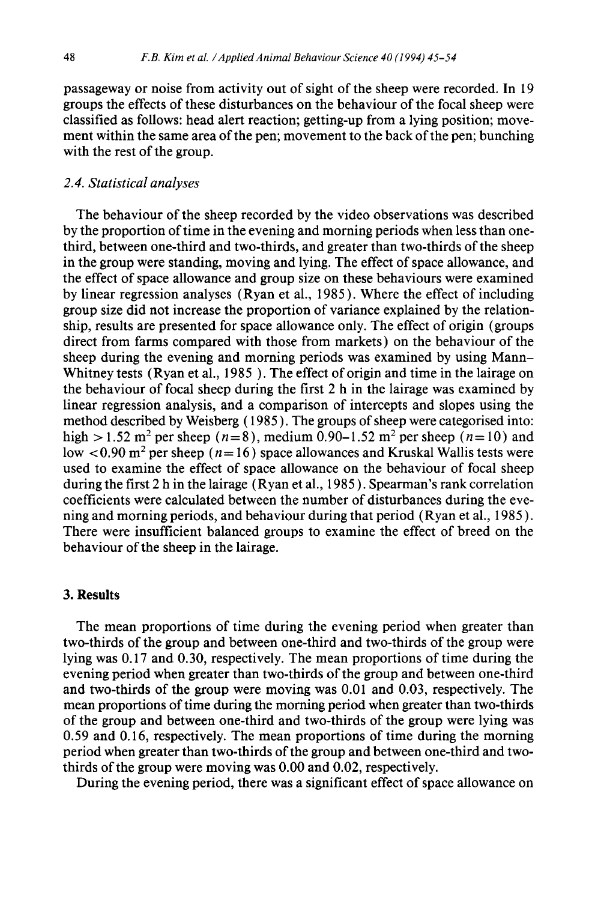passageway or noise from activity out of sight of the sheep were recorded. In 19 groups the effects of these disturbances on the behaviour of the focal sheep were classified as follows: head alert reaction; getting-up from a lying position; movement within the same area of the pen; movement to the back of the pen; bunching with the rest of the group.

### 2.4. Statistical analyses

The behaviour of the sheep recorded by the video observations was described by the proportion of time in the evening and morning periods when less than one-third, between one-third and two-thirds, and greater than two-thirds of the sheep in the group were standing, moving and lying. The effect of space allowance, and the effect of space allowance and group size on these behaviours were examined by linear regression analyses (Ryan et al., 1985). Where the effect of including group size did not increase the proportion of variance explained by the relationship, results are presented for space allowance only. The effect of origin (groups direct from farms compared with those from markets) on the behaviour of the sheep during the evening and morning periods was examined by using Mann–Whitney tests (Ryan et al., 1985 ). The effect of origin and time in the lairage on the behaviour of focal sheep during the first 2 h in the lairage was examined by linear regression analysis, and a comparison of intercepts and slopes using the method described by Weisberg ( 1985 ). The groups of sheep were categorised into: high $>1.52$ m$^2$ per sheep ($n=8$), medium 0.90–1.52 m$^2$ per sheep ($n=10$) and low $<0.90$ m$^2$ per sheep ($n=16$) space allowances and Kruskal Wallis tests were used to examine the effect of space allowance on the behaviour of focal sheep during the first 2 h in the lairage (Ryan et al., 1985). Spearman's rank correlation coefficients were calculated between the number of disturbances during the evening and morning periods, and behaviour during that period (Ryan et al., 1985). There were insufficient balanced groups to examine the effect of breed on the behaviour of the sheep in the lairage.

## 3. Results

The mean proportions of time during the evening period when greater than two-thirds of the group and between one-third and two-thirds of the group were lying was 0.17 and 0.30, respectively. The mean proportions of time during the evening period when greater than two-thirds of the group and between one-third and two-thirds of the group were moving was 0.01 and 0.03, respectively. The mean proportions of time during the morning period when greater than two-thirds of the group and between one-third and two-thirds of the group were lying was 0.59 and 0.16, respectively. The mean proportions of time during the morning period when greater than two-thirds of the group and between one-third and two-thirds of the group were moving was 0.00 and 0.02, respectively.

During the evening period, there was a significant effect of space allowance on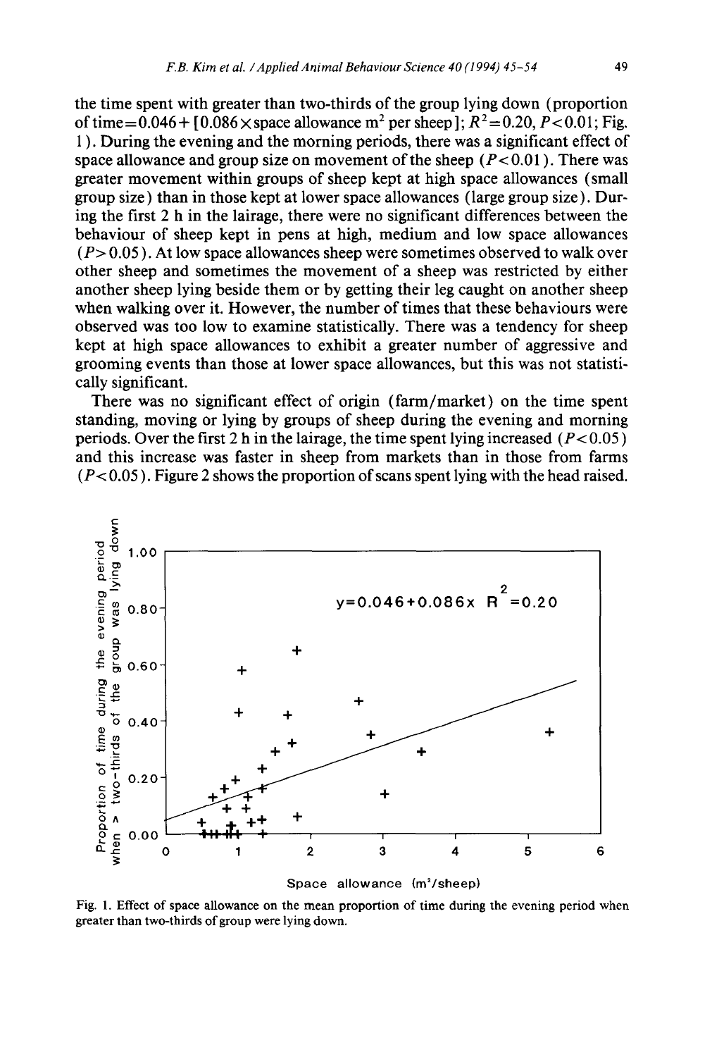the time spent with greater than two-thirds of the group lying down (proportion of time = 0.046 + [0.086 × space allowance $m^2$ per sheep]; $R^2 = 0.20$, $P < 0.01$; Fig. 1). During the evening and the morning periods, there was a significant effect of space allowance and group size on movement of the sheep ($P < 0.01$). There was greater movement within groups of sheep kept at high space allowances (small group size) than in those kept at lower space allowances (large group size). During the first 2 h in the lairage, there were no significant differences between the behaviour of sheep kept in pens at high, medium and low space allowances ($P > 0.05$). At low space allowances sheep were sometimes observed to walk over other sheep and sometimes the movement of a sheep was restricted by either another sheep lying beside them or by getting their leg caught on another sheep when walking over it. However, the number of times that these behaviours were observed was too low to examine statistically. There was a tendency for sheep kept at high space allowances to exhibit a greater number of aggressive and grooming events than those at lower space allowances, but this was not statistically significant.

There was no significant effect of origin (farm/market) on the time spent standing, moving or lying by groups of sheep during the evening and morning periods. Over the first 2 h in the lairage, the time spent lying increased ($P < 0.05$) and this increase was faster in sheep from markets than in those from farms ($P < 0.05$). Figure 2 shows the proportion of scans spent lying with the head raised.

Fig. 1. Effect of space allowance on the mean proportion of time during the evening period when greater than two-thirds of group were lying down.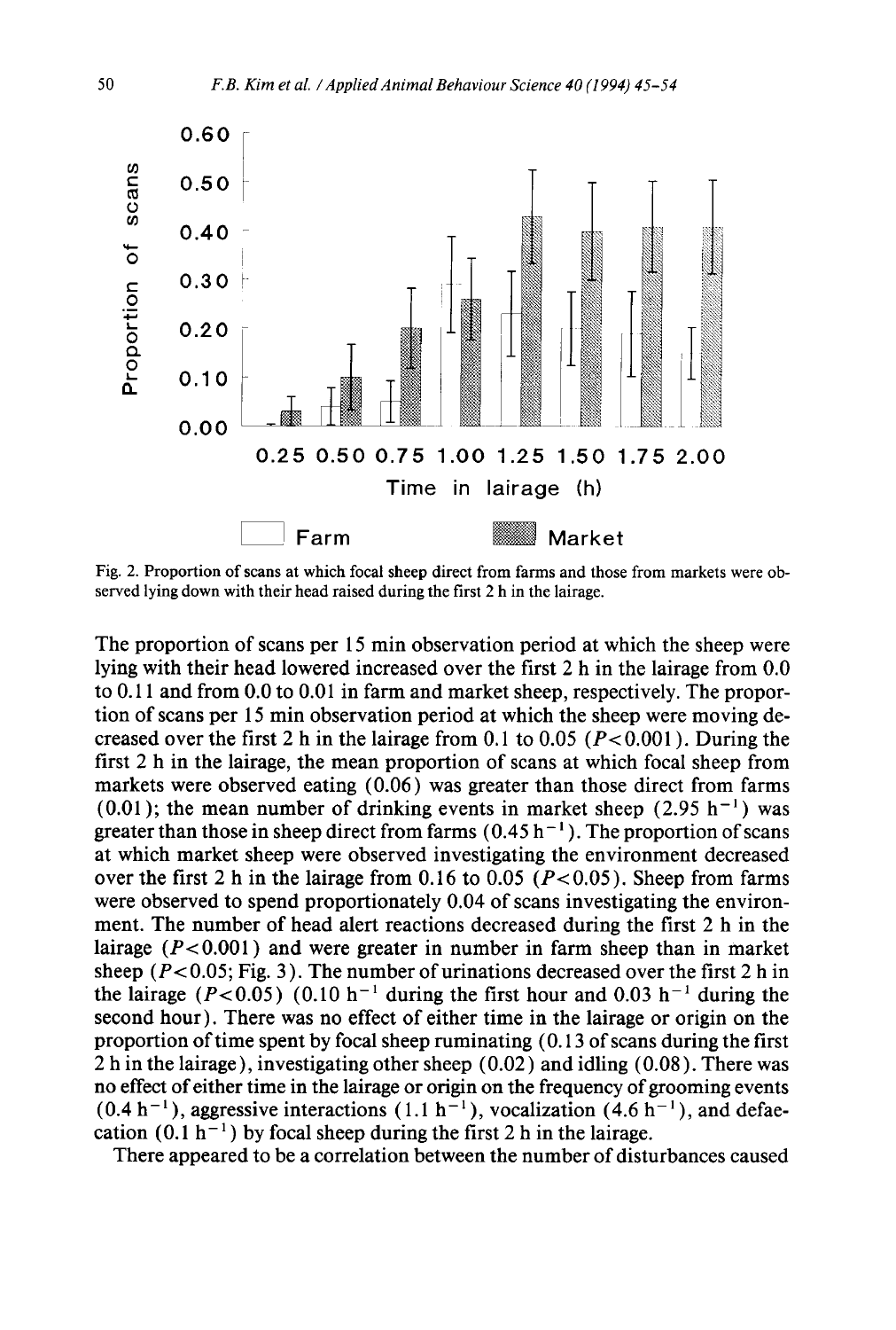Fig. 2. Proportion of scans at which focal sheep direct from farms and those from markets were observed lying down with their head raised during the first 2 h in the lairage.

The proportion of scans per 15 min observation period at which the sheep were lying with their head lowered increased over the first 2 h in the lairage from 0.0 to 0.11 and from 0.0 to 0.01 in farm and market sheep, respectively. The proportion of scans per 15 min observation period at which the sheep were moving decreased over the first 2 h in the lairage from 0.1 to 0.05 ($P<0.001$). During the first 2 h in the lairage, the mean proportion of scans at which focal sheep from markets were observed eating (0.06) was greater than those direct from farms (0.01); the mean number of drinking events in market sheep (2.95 $h^{-1}$) was greater than those in sheep direct from farms (0.45 $h^{-1}$). The proportion of scans at which market sheep were observed investigating the environment decreased over the first 2 h in the lairage from 0.16 to 0.05 ($P<0.05$). Sheep from farms were observed to spend proportionately 0.04 of scans investigating the environment. The number of head alert reactions decreased during the first 2 h in the lairage ($P<0.001$) and were greater in number in farm sheep than in market sheep ($P<0.05$; Fig. 3). The number of urinations decreased over the first 2 h in the lairage ($P<0.05$) (0.10 $h^{-1}$ during the first hour and 0.03 $h^{-1}$ during the second hour). There was no effect of either time in the lairage or origin on the proportion of time spent by focal sheep ruminating (0.13 of scans during the first 2 h in the lairage), investigating other sheep (0.02) and idling (0.08). There was no effect of either time in the lairage or origin on the frequency of grooming events (0.4 $h^{-1}$), aggressive interactions (1.1 $h^{-1}$), vocalization (4.6 $h^{-1}$), and defaecation (0.1 $h^{-1}$) by focal sheep during the first 2 h in the lairage.

There appeared to be a correlation between the number of disturbances caused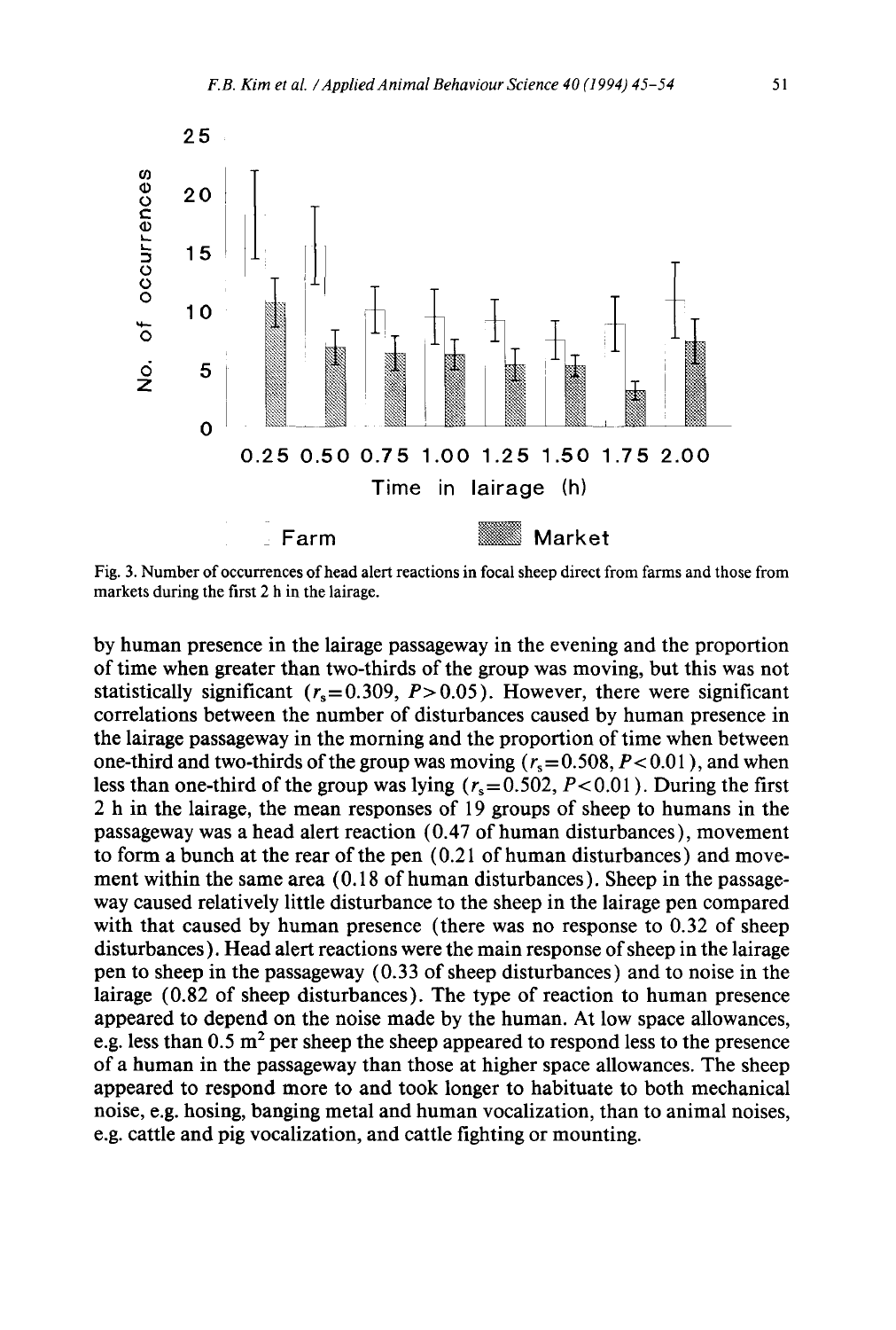Fig. 3. Number of occurrences of head alert reactions in focal sheep direct from farms and those from markets during the first 2 h in the lairage.

by human presence in the lairage passageway in the evening and the proportion of time when greater than two-thirds of the group was moving, but this was not statistically significant ($r_s = 0.309$, $P > 0.05$). However, there were significant correlations between the number of disturbances caused by human presence in the lairage passageway in the morning and the proportion of time when between one-third and two-thirds of the group was moving ($r_s = 0.508$, $P < 0.01$), and when less than one-third of the group was lying ($r_s = 0.502$, $P < 0.01$). During the first 2 h in the lairage, the mean responses of 19 groups of sheep to humans in the passageway was a head alert reaction (0.47 of human disturbances), movement to form a bunch at the rear of the pen (0.21 of human disturbances) and movement within the same area (0.18 of human disturbances). Sheep in the passageway caused relatively little disturbance to the sheep in the lairage pen compared with that caused by human presence (there was no response to 0.32 of sheep disturbances). Head alert reactions were the main response of sheep in the lairage pen to sheep in the passageway (0.33 of sheep disturbances) and to noise in the lairage (0.82 of sheep disturbances). The type of reaction to human presence appeared to depend on the noise made by the human. At low space allowances, e.g. less than 0.5 $m^2$ per sheep the sheep appeared to respond less to the presence of a human in the passageway than those at higher space allowances. The sheep appeared to respond more to and took longer to habituate to both mechanical noise, e.g. hosing, banging metal and human vocalization, than to animal noises, e.g. cattle and pig vocalization, and cattle fighting or mounting.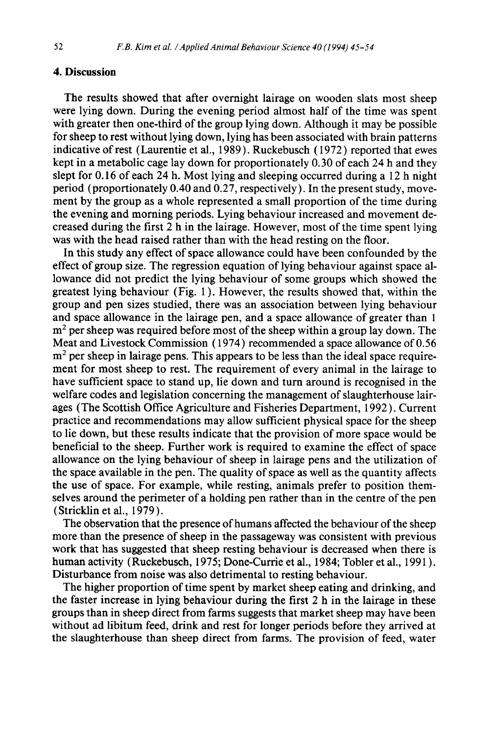## 4. Discussion

The results showed that after overnight lairage on wooden slats most sheep were lying down. During the evening period almost half of the time was spent with greater then one-third of the group lying down. Although it may be possible for sheep to rest without lying down, lying has been associated with brain patterns indicative of rest (Laurentie et al., 1989). Ruckebusch (1972) reported that ewes kept in a metabolic cage lay down for proportionately 0.30 of each 24 h and they slept for 0.16 of each 24 h. Most lying and sleeping occurred during a 12 h night period (proportionately 0.40 and 0.27, respectively). In the present study, movement by the group as a whole represented a small proportion of the time during the evening and morning periods. Lying behaviour increased and movement decreased during the first 2 h in the lairage. However, most of the time spent lying was with the head raised rather than with the head resting on the floor.

In this study any effect of space allowance could have been confounded by the effect of group size. The regression equation of lying behaviour against space allowance did not predict the lying behaviour of some groups which showed the greatest lying behaviour (Fig. 1). However, the results showed that, within the group and pen sizes studied, there was an association between lying behaviour and space allowance in the lairage pen, and a space allowance of greater than 1 $m^2$ per sheep was required before most of the sheep within a group lay down. The Meat and Livestock Commission (1974) recommended a space allowance of 0.56 $m^2$ per sheep in lairage pens. This appears to be less than the ideal space requirement for most sheep to rest. The requirement of every animal in the lairage to have sufficient space to stand up, lie down and turn around is recognised in the welfare codes and legislation concerning the management of slaughterhouse lairages (The Scottish Office Agriculture and Fisheries Department, 1992). Current practice and recommendations may allow sufficient physical space for the sheep to lie down, but these results indicate that the provision of more space would be beneficial to the sheep. Further work is required to examine the effect of space allowance on the lying behaviour of sheep in lairage pens and the utilization of the space available in the pen. The quality of space as well as the quantity affects the use of space. For example, while resting, animals prefer to position themselves around the perimeter of a holding pen rather than in the centre of the pen (Stricklin et al., 1979).

The observation that the presence of humans affected the behaviour of the sheep more than the presence of sheep in the passageway was consistent with previous work that has suggested that sheep resting behaviour is decreased when there is human activity (Ruckebusch, 1975; Done-Currie et al., 1984; Tobler et al., 1991). Disturbance from noise was also detrimental to resting behaviour.

The higher proportion of time spent by market sheep eating and drinking, and the faster increase in lying behaviour during the first 2 h in the lairage in these groups than in sheep direct from farms suggests that market sheep may have been without ad libitum feed, drink and rest for longer periods before they arrived at the slaughterhouse than sheep direct from farms. The provision of feed, water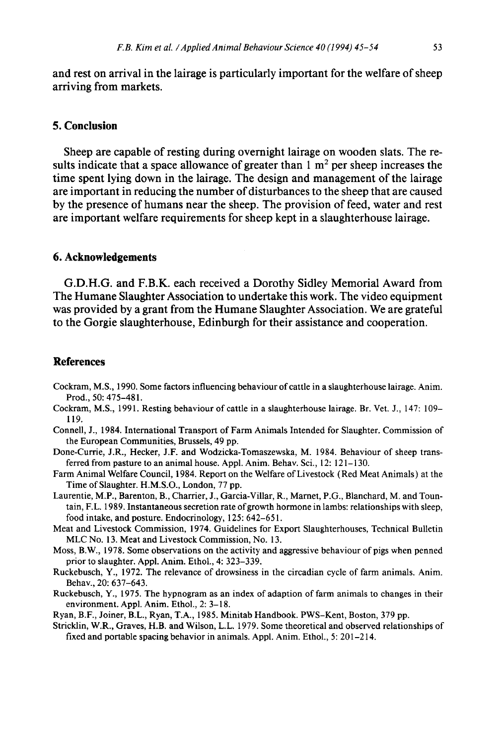and rest on arrival in the lairage is particularly important for the welfare of sheep arriving from markets.

## 5. Conclusion

Sheep are capable of resting during overnight lairage on wooden slats. The results indicate that a space allowance of greater than 1 $m^2$ per sheep increases the time spent lying down in the lairage. The design and management of the lairage are important in reducing the number of disturbances to the sheep that are caused by the presence of humans near the sheep. The provision of feed, water and rest are important welfare requirements for sheep kept in a slaughterhouse lairage.

## 6. Acknowledgements

G.D.H.G. and F.B.K. each received a Dorothy Sidley Memorial Award from The Humane Slaughter Association to undertake this work. The video equipment was provided by a grant from the Humane Slaughter Association. We are grateful to the Gorgie slaughterhouse, Edinburgh for their assistance and cooperation.

## References

Cockram, M.S., 1990. Some factors influencing behaviour of cattle in a slaughterhouse lairage. Anim. Prod., 50: 475–481.

Cockram, M.S., 1991. Resting behaviour of cattle in a slaughterhouse lairage. Br. Vet. J., 147: 109–119.

Connell, J., 1984. International Transport of Farm Animals Intended for Slaughter. Commission of the European Communities, Brussels, 49 pp.

Done-Currie, J.R., Hecker, J.F. and Wodzicka-Tomaszewska, M. 1984. Behaviour of sheep transferred from pasture to an animal house. Appl. Anim. Behav. Sci., 12: 121–130.

Farm Animal Welfare Council, 1984. Report on the Welfare of Livestock (Red Meat Animals) at the Time of Slaughter. H.M.S.O., London, 77 pp.

Laurentie, M.P., Barenton, B., Charrier, J., Garcia-Villar, R., Marnet, P.G., Blanchard, M. and Toutain, F.L. 1989. Instantaneous secretion rate of growth hormone in lambs: relationships with sleep, food intake, and posture. Endocrinology, 125: 642–651.

Meat and Livestock Commission, 1974. Guidelines for Export Slaughterhouses, Technical Bulletin MLC No. 13. Meat and Livestock Commission, No. 13.

Moss, B.W., 1978. Some observations on the activity and aggressive behaviour of pigs when penned prior to slaughter. Appl. Anim. Ethol., 4: 323–339.

Ruckebusch, Y., 1972. The relevance of drowsiness in the circadian cycle of farm animals. Anim. Behav., 20: 637–643.

Ruckebusch, Y., 1975. The hypnogram as an index of adaption of farm animals to changes in their environment. Appl. Anim. Ethol., 2: 3–18.

Ryan, B.F., Joiner, B.L., Ryan, T.A., 1985. Minitab Handbook. PWS-Kent, Boston, 379 pp.

Stricklin, W.R., Graves, H.B. and Wilson, L.L. 1979. Some theoretical and observed relationships of fixed and portable spacing behavior in animals. Appl. Anim. Ethol., 5: 201–214.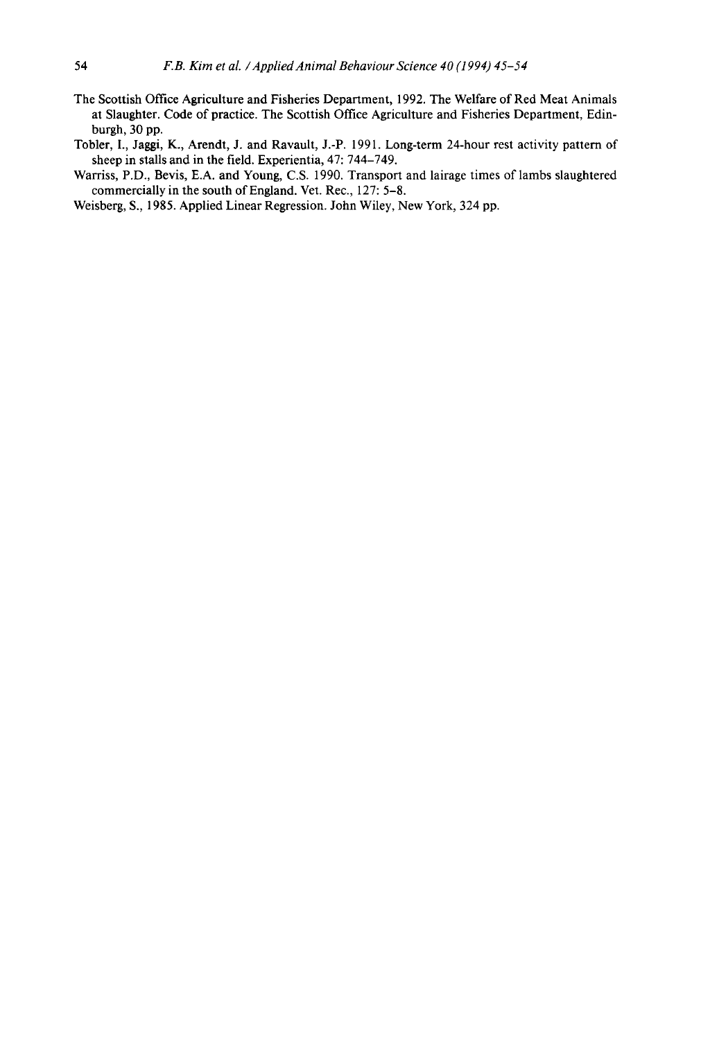The Scottish Office Agriculture and Fisheries Department, 1992. The Welfare of Red Meat Animals at Slaughter. Code of practice. The Scottish Office Agriculture and Fisheries Department, Edinburgh, 30 pp.

Tobler, I., Jaggi, K., Arendt, J. and Ravault, J.-P. 1991. Long-term 24-hour rest activity pattern of sheep in stalls and in the field. Experientia, 47: 744–749.

Warriss, P.D., Bevis, E.A. and Young, C.S. 1990. Transport and lairage times of lambs slaughtered commercially in the south of England. Vet. Rec., 127: 5–8.

Weisberg, S., 1985. Applied Linear Regression. John Wiley, New York, 324 pp.